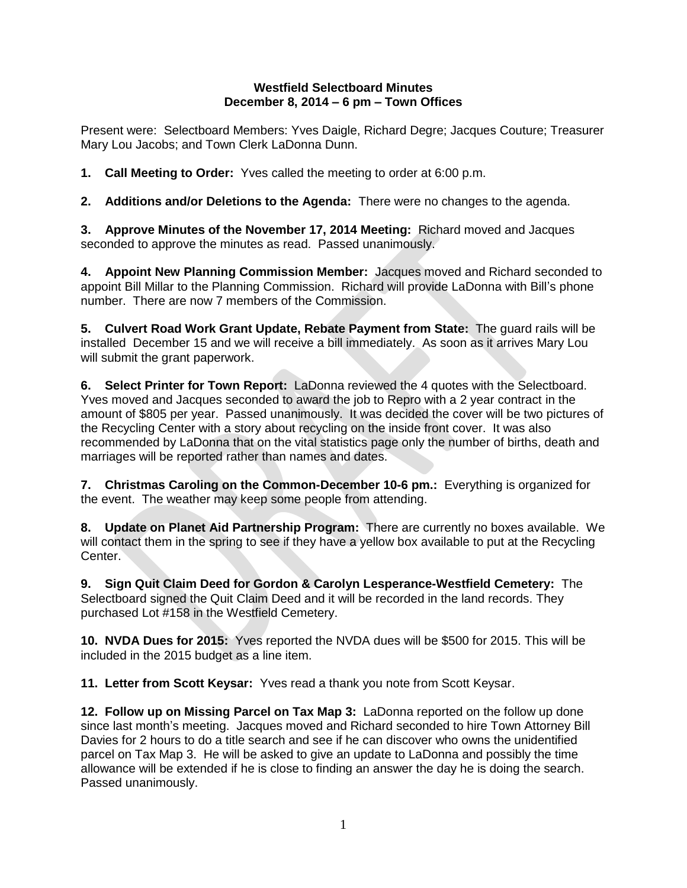**Westfield Selectboard Minutes**
**December 8, 2014 – 6 pm – Town Offices**

Present were: Selectboard Members: Yves Daigle, Richard Degre; Jacques Couture; Treasurer Mary Lou Jacobs; and Town Clerk LaDonna Dunn.

**1. Call Meeting to Order:** Yves called the meeting to order at 6:00 p.m.

**2. Additions and/or Deletions to the Agenda:** There were no changes to the agenda.

**3. Approve Minutes of the November 17, 2014 Meeting:** Richard moved and Jacques seconded to approve the minutes as read. Passed unanimously.

**4. Appoint New Planning Commission Member:** Jacques moved and Richard seconded to appoint Bill Millar to the Planning Commission. Richard will provide LaDonna with Bill's phone number. There are now 7 members of the Commission.

**5. Culvert Road Work Grant Update, Rebate Payment from State:** The guard rails will be installed December 15 and we will receive a bill immediately. As soon as it arrives Mary Lou will submit the grant paperwork.

**6. Select Printer for Town Report:** LaDonna reviewed the 4 quotes with the Selectboard. Yves moved and Jacques seconded to award the job to Repro with a 2 year contract in the amount of $805 per year. Passed unanimously. It was decided the cover will be two pictures of the Recycling Center with a story about recycling on the inside front cover. It was also recommended by LaDonna that on the vital statistics page only the number of births, death and marriages will be reported rather than names and dates.

**7. Christmas Caroling on the Common-December 10-6 pm.:** Everything is organized for the event. The weather may keep some people from attending.

**8. Update on Planet Aid Partnership Program:** There are currently no boxes available. We will contact them in the spring to see if they have a yellow box available to put at the Recycling Center.

**9. Sign Quit Claim Deed for Gordon & Carolyn Lesperance-Westfield Cemetery:** The Selectboard signed the Quit Claim Deed and it will be recorded in the land records. They purchased Lot #158 in the Westfield Cemetery.

**10. NVDA Dues for 2015:** Yves reported the NVDA dues will be $500 for 2015. This will be included in the 2015 budget as a line item.

**11. Letter from Scott Keysar:** Yves read a thank you note from Scott Keysar.

**12. Follow up on Missing Parcel on Tax Map 3:** LaDonna reported on the follow up done since last month's meeting. Jacques moved and Richard seconded to hire Town Attorney Bill Davies for 2 hours to do a title search and see if he can discover who owns the unidentified parcel on Tax Map 3. He will be asked to give an update to LaDonna and possibly the time allowance will be extended if he is close to finding an answer the day he is doing the search. Passed unanimously.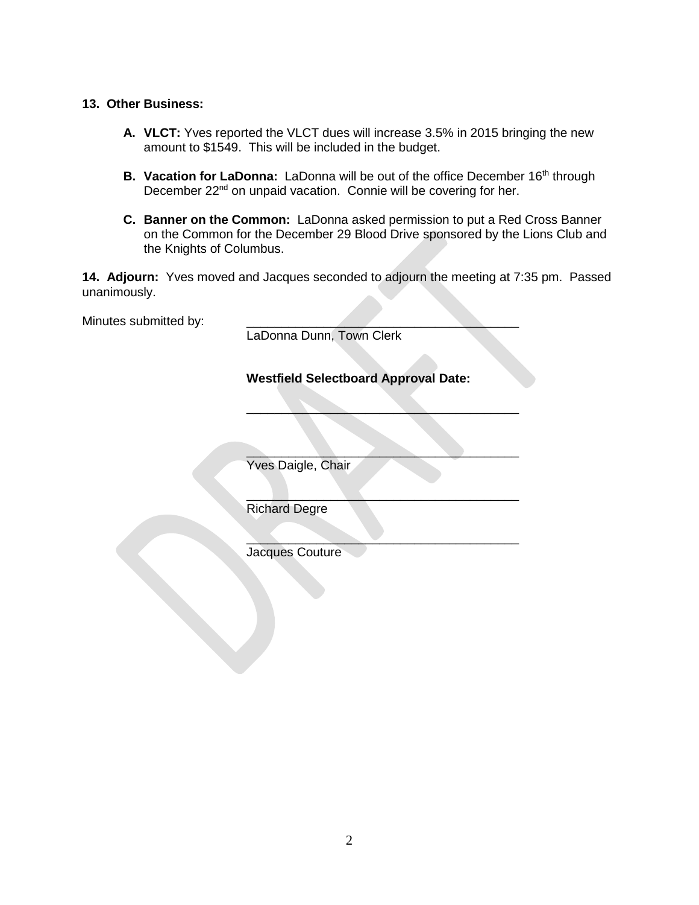**13. Other Business:**

A. **VLCT:** Yves reported the VLCT dues will increase 3.5% in 2015 bringing the new amount to $1549. This will be included in the budget.

B. **Vacation for LaDonna:** LaDonna will be out of the office December 16th through December 22nd on unpaid vacation. Connie will be covering for her.

C. **Banner on the Common:** LaDonna asked permission to put a Red Cross Banner on the Common for the December 29 Blood Drive sponsored by the Lions Club and the Knights of Columbus.

**14. Adjourn:** Yves moved and Jacques seconded to adjourn the meeting at 7:35 pm. Passed unanimously.

Minutes submitted by: _______________________________________
LaDonna Dunn, Town Clerk

**Westfield Selectboard Approval Date:**

_______________________________________

_______________________________________
Yves Daigle, Chair

_______________________________________
Richard Degre

_______________________________________
Jacques Couture

DRAFT